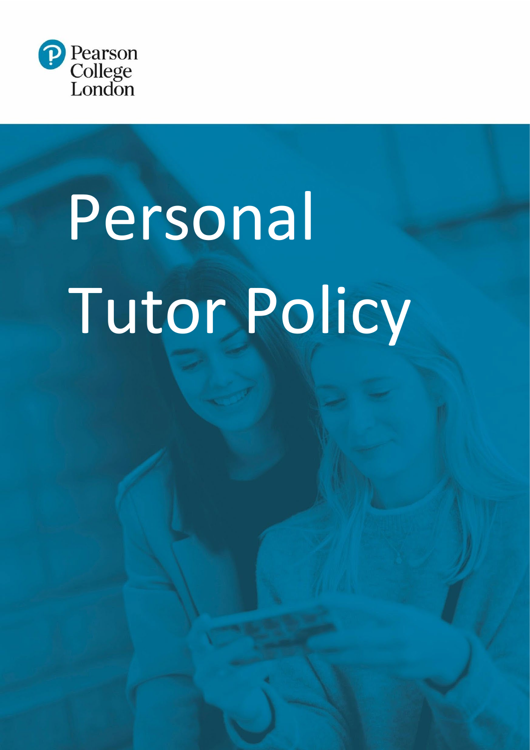Pearson College London

# Personal Tutor Policy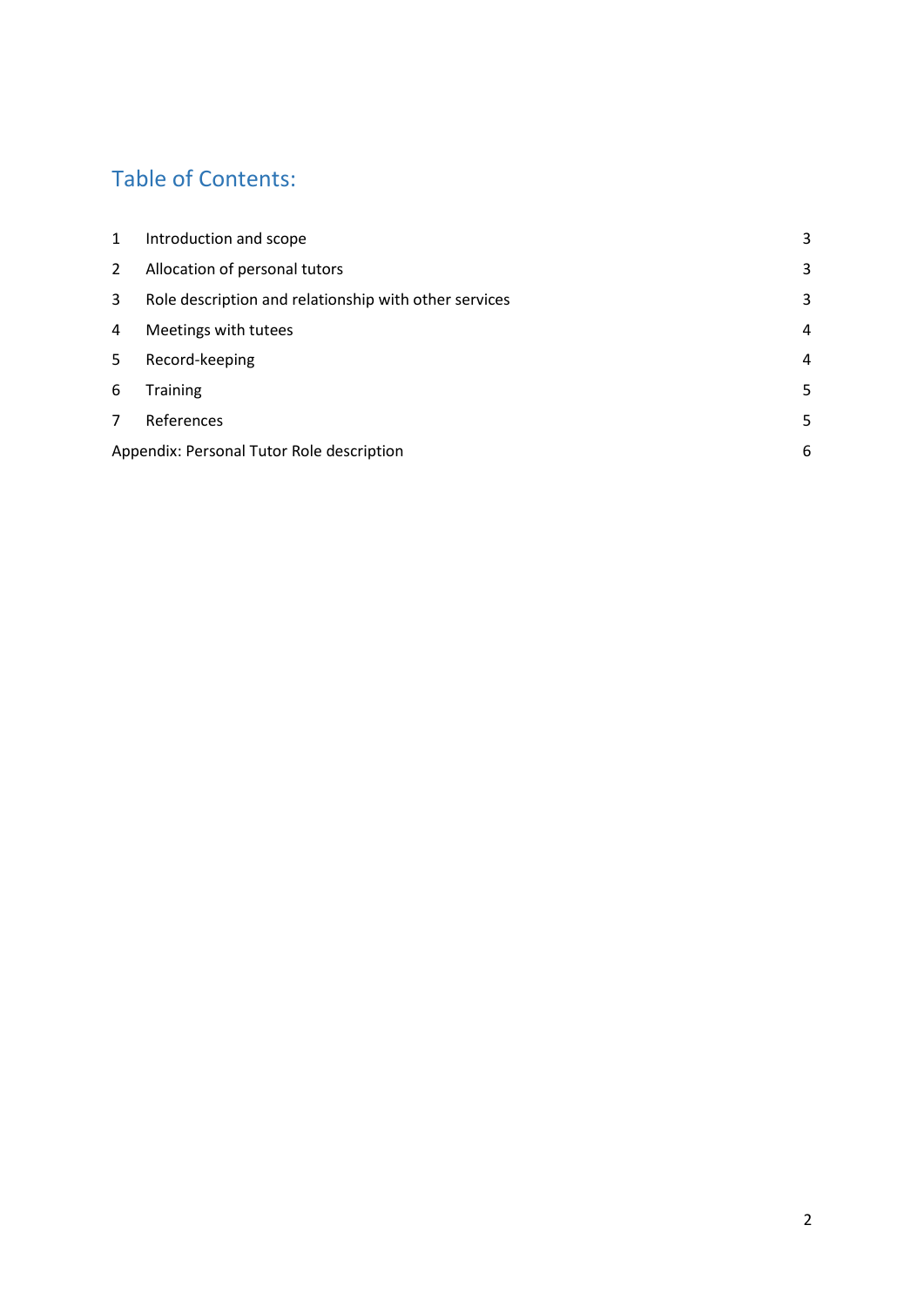## Table of Contents:

| | | |
|---|---|---|
| 1 | Introduction and scope | 3 |
| 2 | Allocation of personal tutors | 3 |
| 3 | Role description and relationship with other services | 3 |
| 4 | Meetings with tutees | 4 |
| 5 | Record-keeping | 4 |
| 6 | Training | 5 |
| 7 | References | 5 |
| Appendix: Personal Tutor Role description | | 6 |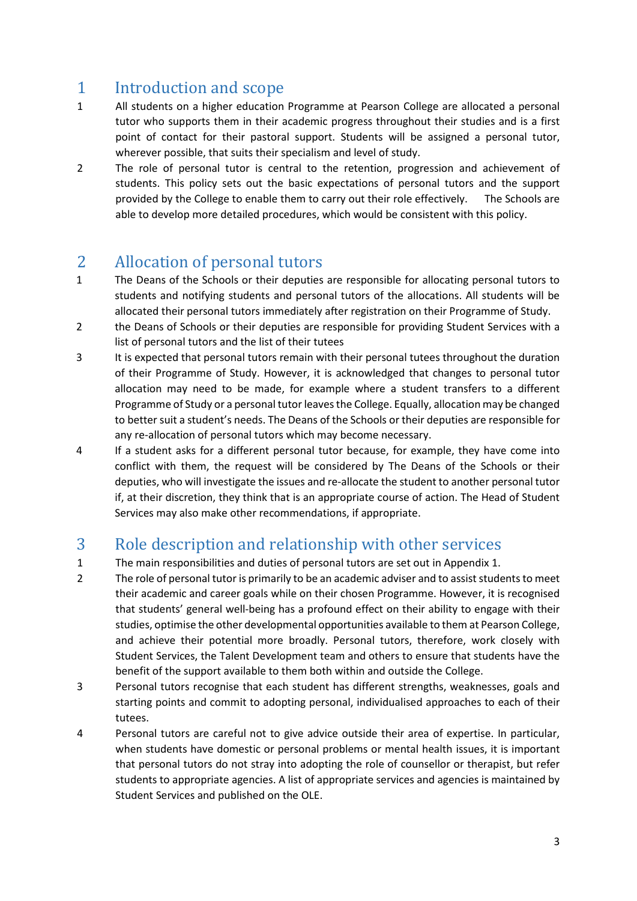# 1 Introduction and scope

1 All students on a higher education Programme at Pearson College are allocated a personal tutor who supports them in their academic progress throughout their studies and is a first point of contact for their pastoral support. Students will be assigned a personal tutor, wherever possible, that suits their specialism and level of study.

2 The role of personal tutor is central to the retention, progression and achievement of students. This policy sets out the basic expectations of personal tutors and the support provided by the College to enable them to carry out their role effectively. The Schools are able to develop more detailed procedures, which would be consistent with this policy.

# 2 Allocation of personal tutors

1 The Deans of the Schools or their deputies are responsible for allocating personal tutors to students and notifying students and personal tutors of the allocations. All students will be allocated their personal tutors immediately after registration on their Programme of Study.

2 the Deans of Schools or their deputies are responsible for providing Student Services with a list of personal tutors and the list of their tutees

3 It is expected that personal tutors remain with their personal tutees throughout the duration of their Programme of Study. However, it is acknowledged that changes to personal tutor allocation may need to be made, for example where a student transfers to a different Programme of Study or a personal tutor leaves the College. Equally, allocation may be changed to better suit a student's needs. The Deans of the Schools or their deputies are responsible for any re-allocation of personal tutors which may become necessary.

4 If a student asks for a different personal tutor because, for example, they have come into conflict with them, the request will be considered by The Deans of the Schools or their deputies, who will investigate the issues and re-allocate the student to another personal tutor if, at their discretion, they think that is an appropriate course of action. The Head of Student Services may also make other recommendations, if appropriate.

# 3 Role description and relationship with other services

1 The main responsibilities and duties of personal tutors are set out in Appendix 1.

2 The role of personal tutor is primarily to be an academic adviser and to assist students to meet their academic and career goals while on their chosen Programme. However, it is recognised that students' general well-being has a profound effect on their ability to engage with their studies, optimise the other developmental opportunities available to them at Pearson College, and achieve their potential more broadly. Personal tutors, therefore, work closely with Student Services, the Talent Development team and others to ensure that students have the benefit of the support available to them both within and outside the College.

3 Personal tutors recognise that each student has different strengths, weaknesses, goals and starting points and commit to adopting personal, individualised approaches to each of their tutees.

4 Personal tutors are careful not to give advice outside their area of expertise. In particular, when students have domestic or personal problems or mental health issues, it is important that personal tutors do not stray into adopting the role of counsellor or therapist, but refer students to appropriate agencies. A list of appropriate services and agencies is maintained by Student Services and published on the OLE.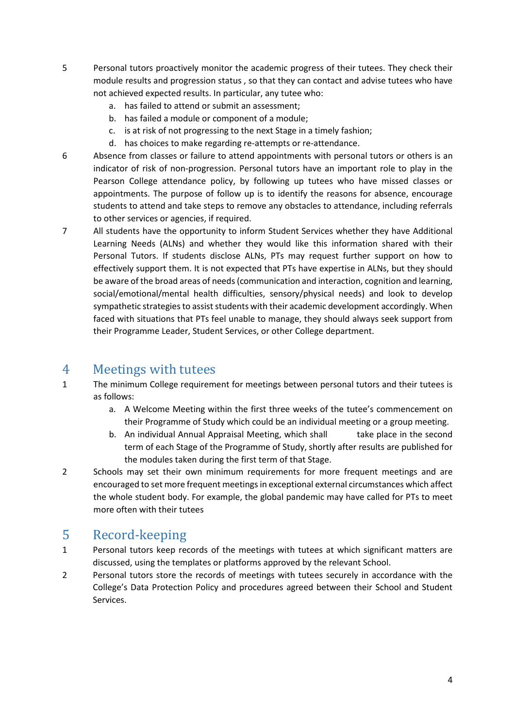5 Personal tutors proactively monitor the academic progress of their tutees. They check their module results and progression status , so that they can contact and advise tutees who have not achieved expected results. In particular, any tutee who:

   a. has failed to attend or submit an assessment;
   b. has failed a module or component of a module;
   c. is at risk of not progressing to the next Stage in a timely fashion;
   d. has choices to make regarding re-attempts or re-attendance.

6 Absence from classes or failure to attend appointments with personal tutors or others is an indicator of risk of non-progression. Personal tutors have an important role to play in the Pearson College attendance policy, by following up tutees who have missed classes or appointments. The purpose of follow up is to identify the reasons for absence, encourage students to attend and take steps to remove any obstacles to attendance, including referrals to other services or agencies, if required.

7 All students have the opportunity to inform Student Services whether they have Additional Learning Needs (ALNs) and whether they would like this information shared with their Personal Tutors. If students disclose ALNs, PTs may request further support on how to effectively support them. It is not expected that PTs have expertise in ALNs, but they should be aware of the broad areas of needs (communication and interaction, cognition and learning, social/emotional/mental health difficulties, sensory/physical needs) and look to develop sympathetic strategies to assist students with their academic development accordingly. When faced with situations that PTs feel unable to manage, they should always seek support from their Programme Leader, Student Services, or other College department.

## 4 Meetings with tutees

1 The minimum College requirement for meetings between personal tutors and their tutees is as follows:

   a. A Welcome Meeting within the first three weeks of the tutee's commencement on their Programme of Study which could be an individual meeting or a group meeting.
   b. An individual Annual Appraisal Meeting, which shall take place in the second term of each Stage of the Programme of Study, shortly after results are published for the modules taken during the first term of that Stage.

2 Schools may set their own minimum requirements for more frequent meetings and are encouraged to set more frequent meetings in exceptional external circumstances which affect the whole student body. For example, the global pandemic may have called for PTs to meet more often with their tutees

## 5 Record-keeping

1 Personal tutors keep records of the meetings with tutees at which significant matters are discussed, using the templates or platforms approved by the relevant School.

2 Personal tutors store the records of meetings with tutees securely in accordance with the College's Data Protection Policy and procedures agreed between their School and Student Services.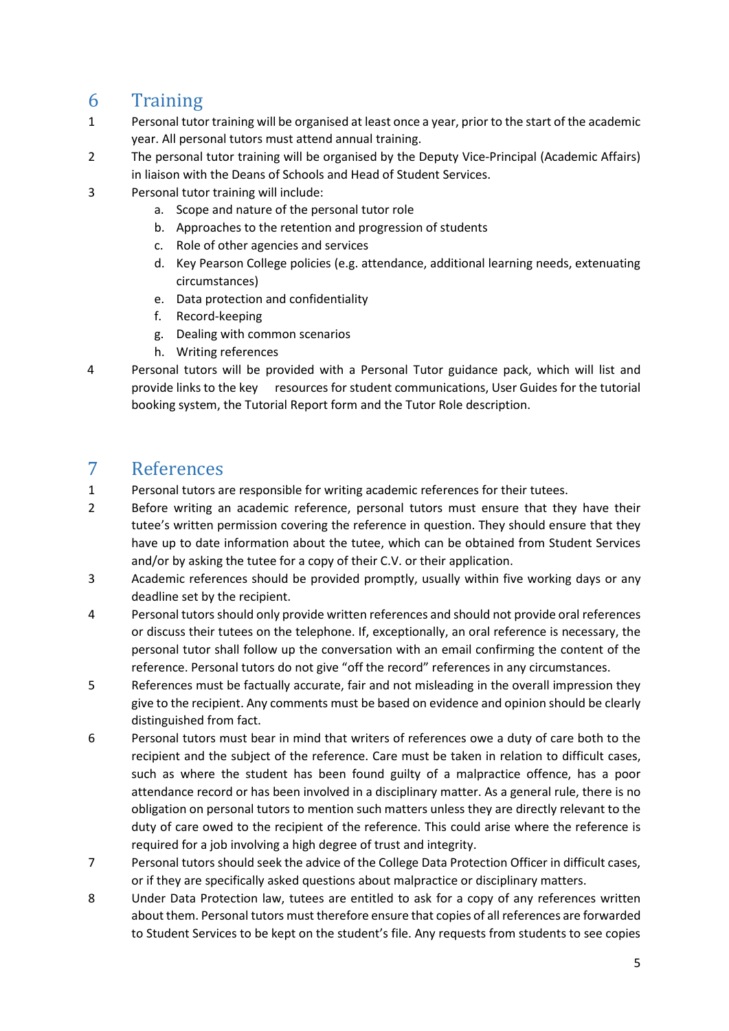## 6 Training

1. Personal tutor training will be organised at least once a year, prior to the start of the academic year. All personal tutors must attend annual training.
2. The personal tutor training will be organised by the Deputy Vice-Principal (Academic Affairs) in liaison with the Deans of Schools and Head of Student Services.
3. Personal tutor training will include:
   a. Scope and nature of the personal tutor role
   b. Approaches to the retention and progression of students
   c. Role of other agencies and services
   d. Key Pearson College policies (e.g. attendance, additional learning needs, extenuating circumstances)
   e. Data protection and confidentiality
   f. Record-keeping
   g. Dealing with common scenarios
   h. Writing references
4. Personal tutors will be provided with a Personal Tutor guidance pack, which will list and provide links to the key resources for student communications, User Guides for the tutorial booking system, the Tutorial Report form and the Tutor Role description.

## 7 References

1. Personal tutors are responsible for writing academic references for their tutees.
2. Before writing an academic reference, personal tutors must ensure that they have their tutee's written permission covering the reference in question. They should ensure that they have up to date information about the tutee, which can be obtained from Student Services and/or by asking the tutee for a copy of their C.V. or their application.
3. Academic references should be provided promptly, usually within five working days or any deadline set by the recipient.
4. Personal tutors should only provide written references and should not provide oral references or discuss their tutees on the telephone. If, exceptionally, an oral reference is necessary, the personal tutor shall follow up the conversation with an email confirming the content of the reference. Personal tutors do not give "off the record" references in any circumstances.
5. References must be factually accurate, fair and not misleading in the overall impression they give to the recipient. Any comments must be based on evidence and opinion should be clearly distinguished from fact.
6. Personal tutors must bear in mind that writers of references owe a duty of care both to the recipient and the subject of the reference. Care must be taken in relation to difficult cases, such as where the student has been found guilty of a malpractice offence, has a poor attendance record or has been involved in a disciplinary matter. As a general rule, there is no obligation on personal tutors to mention such matters unless they are directly relevant to the duty of care owed to the recipient of the reference. This could arise where the reference is required for a job involving a high degree of trust and integrity.
7. Personal tutors should seek the advice of the College Data Protection Officer in difficult cases, or if they are specifically asked questions about malpractice or disciplinary matters.
8. Under Data Protection law, tutees are entitled to ask for a copy of any references written about them. Personal tutors must therefore ensure that copies of all references are forwarded to Student Services to be kept on the student's file. Any requests from students to see copies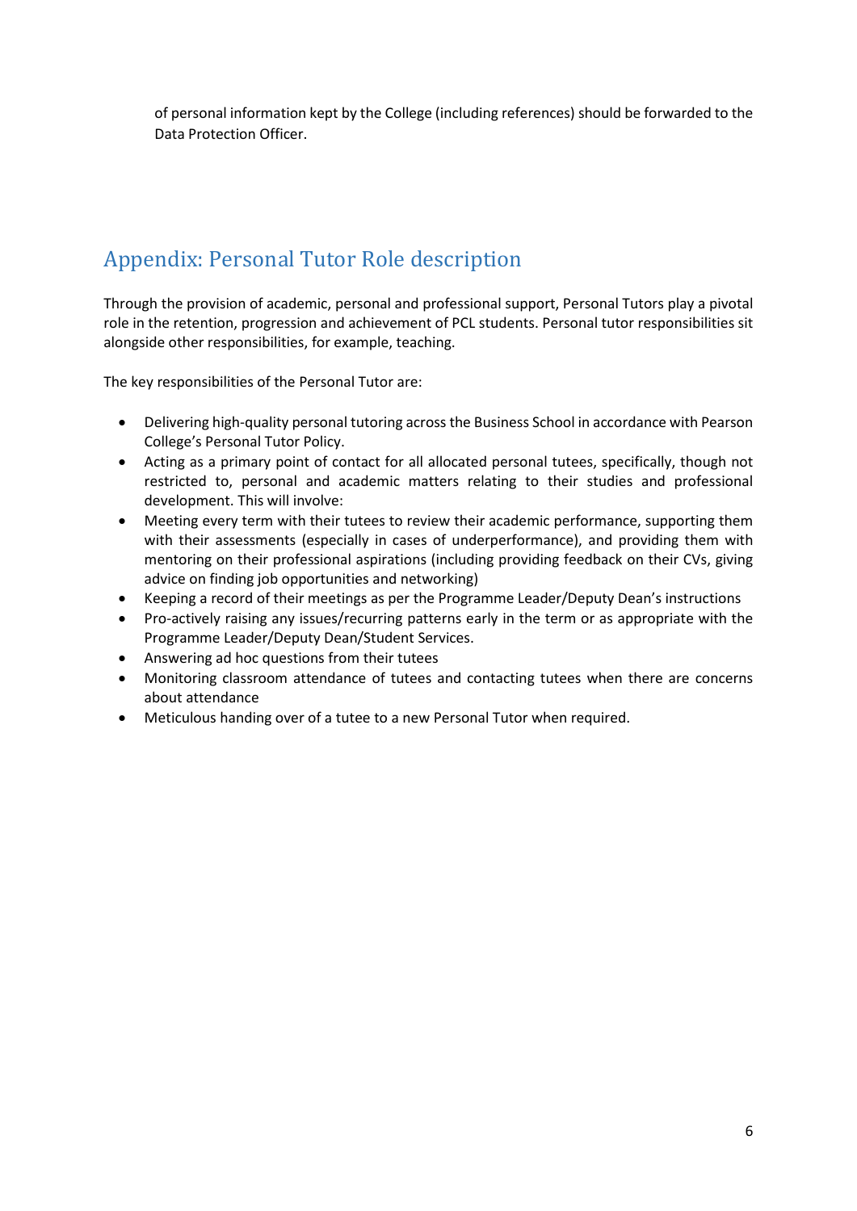of personal information kept by the College (including references) should be forwarded to the Data Protection Officer.

## Appendix: Personal Tutor Role description

Through the provision of academic, personal and professional support, Personal Tutors play a pivotal role in the retention, progression and achievement of PCL students. Personal tutor responsibilities sit alongside other responsibilities, for example, teaching.

The key responsibilities of the Personal Tutor are:

- Delivering high-quality personal tutoring across the Business School in accordance with Pearson College's Personal Tutor Policy.
- Acting as a primary point of contact for all allocated personal tutees, specifically, though not restricted to, personal and academic matters relating to their studies and professional development. This will involve:
- Meeting every term with their tutees to review their academic performance, supporting them with their assessments (especially in cases of underperformance), and providing them with mentoring on their professional aspirations (including providing feedback on their CVs, giving advice on finding job opportunities and networking)
- Keeping a record of their meetings as per the Programme Leader/Deputy Dean's instructions
- Pro-actively raising any issues/recurring patterns early in the term or as appropriate with the Programme Leader/Deputy Dean/Student Services.
- Answering ad hoc questions from their tutees
- Monitoring classroom attendance of tutees and contacting tutees when there are concerns about attendance
- Meticulous handing over of a tutee to a new Personal Tutor when required.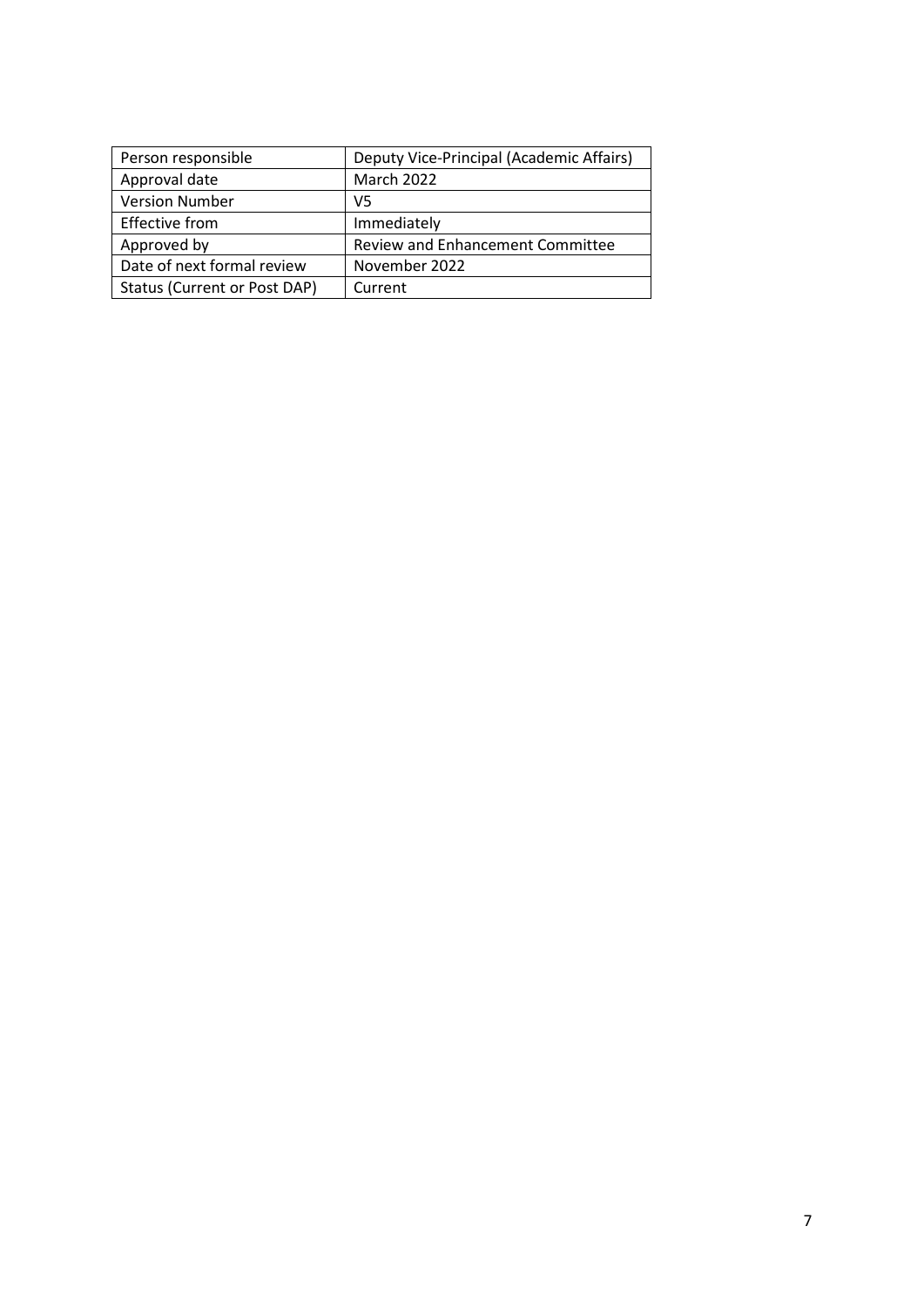| | |
|---|---|
| Person responsible | Deputy Vice-Principal (Academic Affairs) |
| Approval date | March 2022 |
| Version Number | V5 |
| Effective from | Immediately |
| Approved by | Review and Enhancement Committee |
| Date of next formal review | November 2022 |
| Status (Current or Post DAP) | Current |